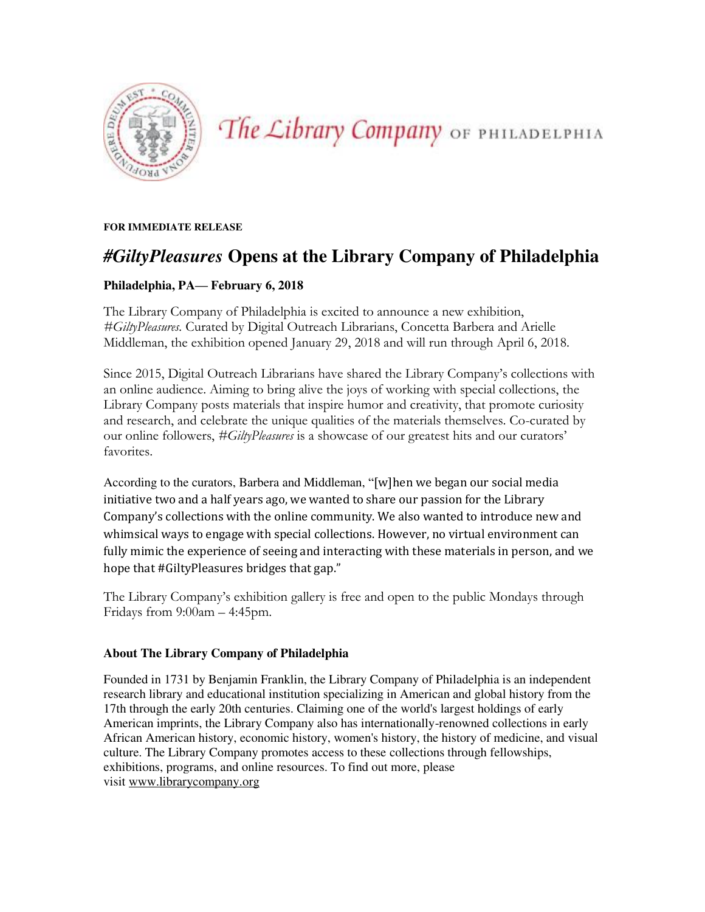The Library Company OF PHILADELPHIA

**FOR IMMEDIATE RELEASE**

# *#GiltyPleasures* Opens at the Library Company of Philadelphia

**Philadelphia, PA— February 6, 2018**

The Library Company of Philadelphia is excited to announce a new exhibition, *#GiltyPleasures*. Curated by Digital Outreach Librarians, Concetta Barbera and Arielle Middleman, the exhibition opened January 29, 2018 and will run through April 6, 2018.

Since 2015, Digital Outreach Librarians have shared the Library Company's collections with an online audience. Aiming to bring alive the joys of working with special collections, the Library Company posts materials that inspire humor and creativity, that promote curiosity and research, and celebrate the unique qualities of the materials themselves. Co-curated by our online followers, *#GiltyPleasures* is a showcase of our greatest hits and our curators' favorites.

According to the curators, Barbera and Middleman, "[w]hen we began our social media initiative two and a half years ago, we wanted to share our passion for the Library Company's collections with the online community. We also wanted to introduce new and whimsical ways to engage with special collections. However, no virtual environment can fully mimic the experience of seeing and interacting with these materials in person, and we hope that #GiltyPleasures bridges that gap."

The Library Company's exhibition gallery is free and open to the public Mondays through Fridays from 9:00am – 4:45pm.

### About The Library Company of Philadelphia

Founded in 1731 by Benjamin Franklin, the Library Company of Philadelphia is an independent research library and educational institution specializing in American and global history from the 17th through the early 20th centuries. Claiming one of the world's largest holdings of early American imprints, the Library Company also has internationally-renowned collections in early African American history, economic history, women's history, the history of medicine, and visual culture. The Library Company promotes access to these collections through fellowships, exhibitions, programs, and online resources. To find out more, please visit www.librarycompany.org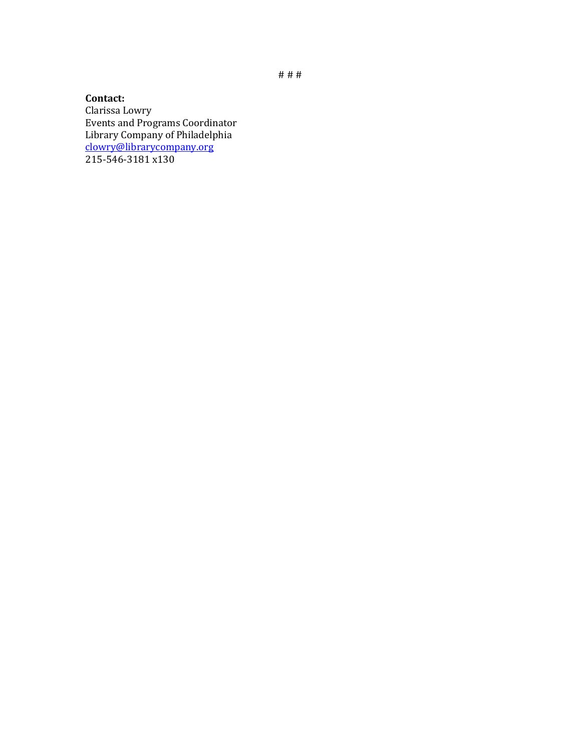# # #

**Contact:**
Clarissa Lowry
Events and Programs Coordinator
Library Company of Philadelphia
[clowry@librarycompany.org](mailto:clowry@librarycompany.org)
215-546-3181 x130